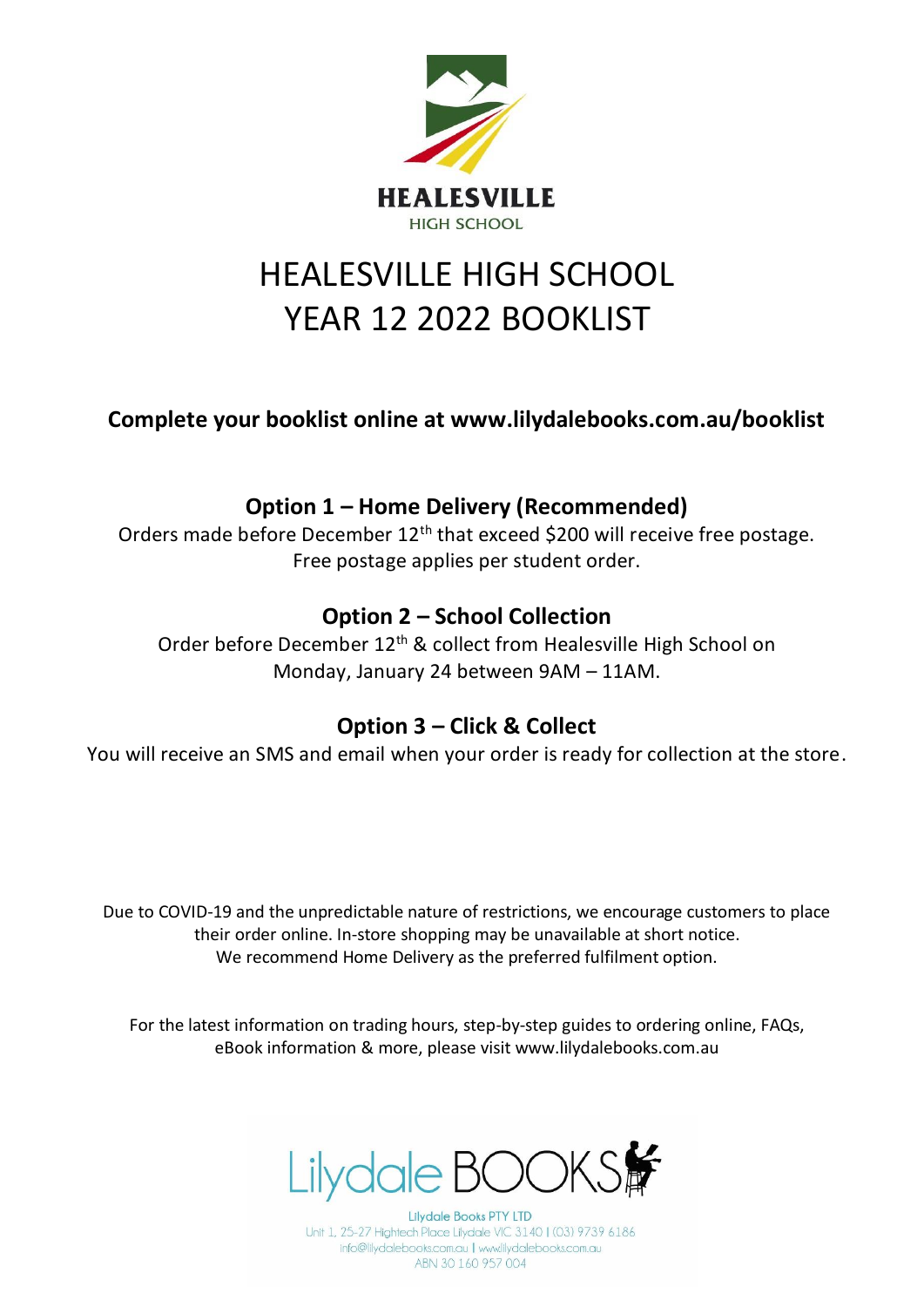HEALESVILLE
HIGH SCHOOL

# HEALESVILLE HIGH SCHOOL
# YEAR 12 2022 BOOKLIST

**Complete your booklist online at www.lilydalebooks.com.au/booklist**

## Option 1 – Home Delivery (Recommended)

Orders made before December 12th that exceed $200 will receive free postage.
Free postage applies per student order.

## Option 2 – School Collection

Order before December 12th & collect from Healesville High School on Monday, January 24 between 9AM – 11AM.

## Option 3 – Click & Collect

You will receive an SMS and email when your order is ready for collection at the store.

Due to COVID-19 and the unpredictable nature of restrictions, we encourage customers to place their order online. In-store shopping may be unavailable at short notice.
We recommend Home Delivery as the preferred fulfilment option.

For the latest information on trading hours, step-by-step guides to ordering online, FAQs, eBook information & more, please visit www.lilydalebooks.com.au

Lilydale BOOKS

Lilydale Books PTY LTD
Unit 1, 25-27 Hightech Place Lilydale VIC 3140 | (03) 9739 6186
info@lilydalebooks.com.au | www.lilydalebooks.com.au
ABN 30 160 957 004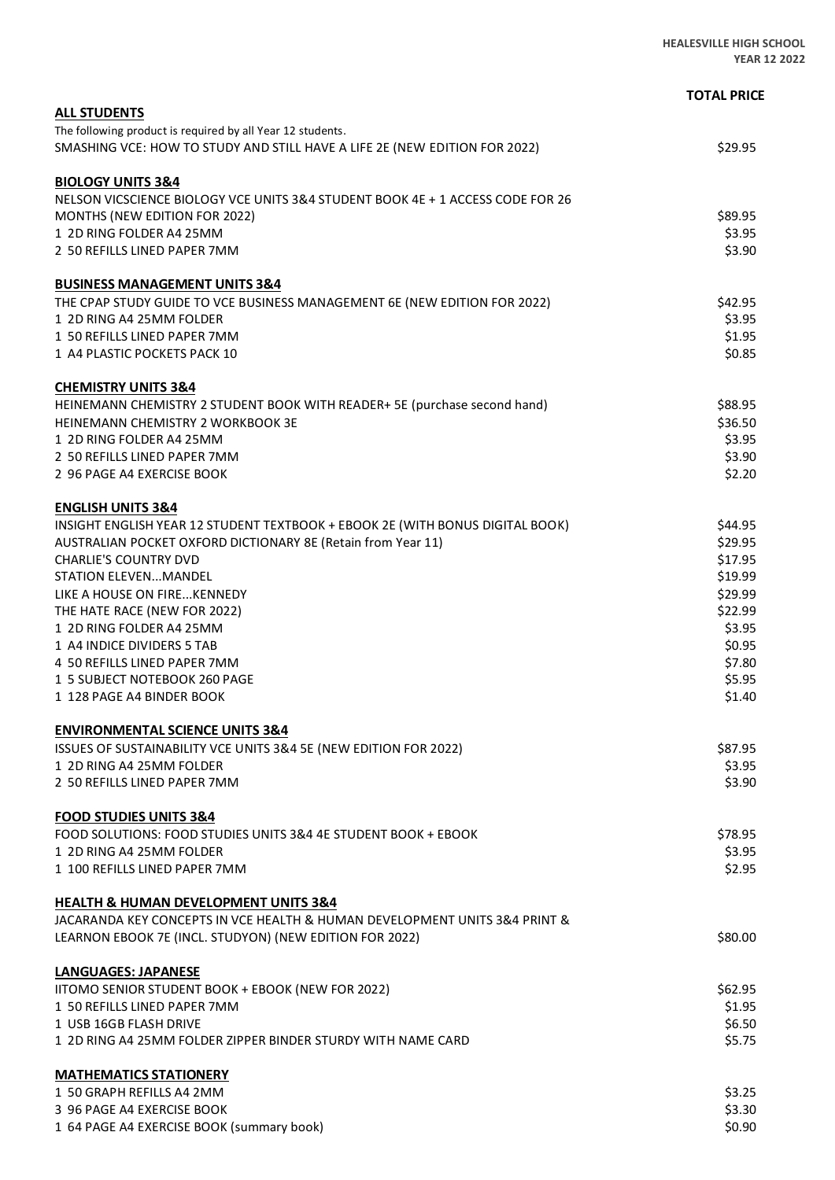**HEALESVILLE HIGH SCHOOL**
**YEAR 12 2022**

| | **TOTAL PRICE** |
|---|---|
| **ALL STUDENTS** | |
| The following product is required by all Year 12 students. | |
| SMASHING VCE: HOW TO STUDY AND STILL HAVE A LIFE 2E (NEW EDITION FOR 2022) | $29.95 |
| | |
| **BIOLOGY UNITS 3&4** | |
| NELSON VICSCIENCE BIOLOGY VCE UNITS 3&4 STUDENT BOOK 4E + 1 ACCESS CODE FOR 26 MONTHS (NEW EDITION FOR 2022) | $89.95 |
| 1 2D RING FOLDER A4 25MM | $3.95 |
| 2 50 REFILLS LINED PAPER 7MM | $3.90 |
| | |
| **BUSINESS MANAGEMENT UNITS 3&4** | |
| THE CPAP STUDY GUIDE TO VCE BUSINESS MANAGEMENT 6E (NEW EDITION FOR 2022) | $42.95 |
| 1 2D RING A4 25MM FOLDER | $3.95 |
| 1 50 REFILLS LINED PAPER 7MM | $1.95 |
| 1 A4 PLASTIC POCKETS PACK 10 | $0.85 |
| | |
| **CHEMISTRY UNITS 3&4** | |
| HEINEMANN CHEMISTRY 2 STUDENT BOOK WITH READER+ 5E (purchase second hand) | $88.95 |
| HEINEMANN CHEMISTRY 2 WORKBOOK 3E | $36.50 |
| 1 2D RING FOLDER A4 25MM | $3.95 |
| 2 50 REFILLS LINED PAPER 7MM | $3.90 |
| 2 96 PAGE A4 EXERCISE BOOK | $2.20 |
| | |
| **ENGLISH UNITS 3&4** | |
| INSIGHT ENGLISH YEAR 12 STUDENT TEXTBOOK + EBOOK 2E (WITH BONUS DIGITAL BOOK) | $44.95 |
| AUSTRALIAN POCKET OXFORD DICTIONARY 8E (Retain from Year 11) | $29.95 |
| CHARLIE'S COUNTRY DVD | $17.95 |
| STATION ELEVEN...MANDEL | $19.99 |
| LIKE A HOUSE ON FIRE...KENNEDY | $29.99 |
| THE HATE RACE (NEW FOR 2022) | $22.99 |
| 1 2D RING FOLDER A4 25MM | $3.95 |
| 1 A4 INDICE DIVIDERS 5 TAB | $0.95 |
| 4 50 REFILLS LINED PAPER 7MM | $7.80 |
| 1 5 SUBJECT NOTEBOOK 260 PAGE | $5.95 |
| 1 128 PAGE A4 BINDER BOOK | $1.40 |
| | |
| **ENVIRONMENTAL SCIENCE UNITS 3&4** | |
| ISSUES OF SUSTAINABILITY VCE UNITS 3&4 5E (NEW EDITION FOR 2022) | $87.95 |
| 1 2D RING A4 25MM FOLDER | $3.95 |
| 2 50 REFILLS LINED PAPER 7MM | $3.90 |
| | |
| **FOOD STUDIES UNITS 3&4** | |
| FOOD SOLUTIONS: FOOD STUDIES UNITS 3&4 4E STUDENT BOOK + EBOOK | $78.95 |
| 1 2D RING A4 25MM FOLDER | $3.95 |
| 1 100 REFILLS LINED PAPER 7MM | $2.95 |
| | |
| **HEALTH & HUMAN DEVELOPMENT UNITS 3&4** | |
| JACARANDA KEY CONCEPTS IN VCE HEALTH & HUMAN DEVELOPMENT UNITS 3&4 PRINT & LEARNON EBOOK 7E (INCL. STUDYON) (NEW EDITION FOR 2022) | $80.00 |
| | |
| **LANGUAGES: JAPANESE** | |
| IITOMO SENIOR STUDENT BOOK + EBOOK (NEW FOR 2022) | $62.95 |
| 1 50 REFILLS LINED PAPER 7MM | $1.95 |
| 1 USB 16GB FLASH DRIVE | $6.50 |
| 1 2D RING A4 25MM FOLDER ZIPPER BINDER STURDY WITH NAME CARD | $5.75 |
| | |
| **MATHEMATICS STATIONERY** | |
| 1 50 GRAPH REFILLS A4 2MM | $3.25 |
| 3 96 PAGE A4 EXERCISE BOOK | $3.30 |
| 1 64 PAGE A4 EXERCISE BOOK (summary book) | $0.90 |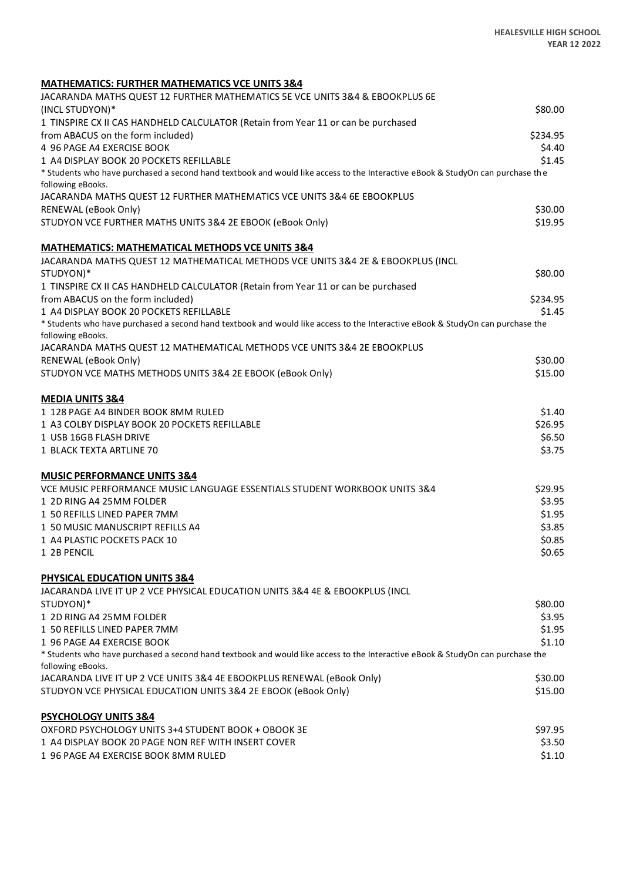## MATHEMATICS: FURTHER MATHEMATICS VCE UNITS 3&4

| Item | Price |
| --- | --- |
| JACARANDA MATHS QUEST 12 FURTHER MATHEMATICS 5E VCE UNITS 3&4 & EBOOKPLUS 6E (INCL STUDYON)* | $80.00 |
| 1 TINSPIRE CX II CAS HANDHELD CALCULATOR (Retain from Year 11 or can be purchased from ABACUS on the form included) | $234.95 |
| 4 96 PAGE A4 EXERCISE BOOK | $4.40 |
| 1 A4 DISPLAY BOOK 20 POCKETS REFILLABLE | $1.45 |

* Students who have purchased a second hand textbook and would like access to the Interactive eBook & StudyOn can purchase the following eBooks.

| Item | Price |
| --- | --- |
| JACARANDA MATHS QUEST 12 FURTHER MATHEMATICS VCE UNITS 3&4 6E EBOOKPLUS RENEWAL (eBook Only) | $30.00 |
| STUDYON VCE FURTHER MATHS UNITS 3&4 2E EBOOK (eBook Only) | $19.95 |

## MATHEMATICS: MATHEMATICAL METHODS VCE UNITS 3&4

| Item | Price |
| --- | --- |
| JACARANDA MATHS QUEST 12 MATHEMATICAL METHODS VCE UNITS 3&4 2E & EBOOKPLUS (INCL STUDYON)* | $80.00 |
| 1 TINSPIRE CX II CAS HANDHELD CALCULATOR (Retain from Year 11 or can be purchased from ABACUS on the form included) | $234.95 |
| 1 A4 DISPLAY BOOK 20 POCKETS REFILLABLE | $1.45 |

* Students who have purchased a second hand textbook and would like access to the Interactive eBook & StudyOn can purchase the following eBooks.

| Item | Price |
| --- | --- |
| JACARANDA MATHS QUEST 12 MATHEMATICAL METHODS VCE UNITS 3&4 2E EBOOKPLUS RENEWAL (eBook Only) | $30.00 |
| STUDYON VCE MATHS METHODS UNITS 3&4 2E EBOOK (eBook Only) | $15.00 |

## MEDIA UNITS 3&4

| Item | Price |
| --- | --- |
| 1 128 PAGE A4 BINDER BOOK 8MM RULED | $1.40 |
| 1 A3 COLBY DISPLAY BOOK 20 POCKETS REFILLABLE | $26.95 |
| 1 USB 16GB FLASH DRIVE | $6.50 |
| 1 BLACK TEXTA ARTLINE 70 | $3.75 |

## MUSIC PERFORMANCE UNITS 3&4

| Item | Price |
| --- | --- |
| VCE MUSIC PERFORMANCE MUSIC LANGUAGE ESSENTIALS STUDENT WORKBOOK UNITS 3&4 | $29.95 |
| 1 2D RING A4 25MM FOLDER | $3.95 |
| 1 50 REFILLS LINED PAPER 7MM | $1.95 |
| 1 50 MUSIC MANUSCRIPT REFILLS A4 | $3.85 |
| 1 A4 PLASTIC POCKETS PACK 10 | $0.85 |
| 1 2B PENCIL | $0.65 |

## PHYSICAL EDUCATION UNITS 3&4

| Item | Price |
| --- | --- |
| JACARANDA LIVE IT UP 2 VCE PHYSICAL EDUCATION UNITS 3&4 4E & EBOOKPLUS (INCL STUDYON)* | $80.00 |
| 1 2D RING A4 25MM FOLDER | $3.95 |
| 1 50 REFILLS LINED PAPER 7MM | $1.95 |
| 1 96 PAGE A4 EXERCISE BOOK | $1.10 |

* Students who have purchased a second hand textbook and would like access to the Interactive eBook & StudyOn can purchase the following eBooks.

| Item | Price |
| --- | --- |
| JACARANDA LIVE IT UP 2 VCE UNITS 3&4 4E EBOOKPLUS RENEWAL (eBook Only) | $30.00 |
| STUDYON VCE PHYSICAL EDUCATION UNITS 3&4 2E EBOOK (eBook Only) | $15.00 |

## PSYCHOLOGY UNITS 3&4

| Item | Price |
| --- | --- |
| OXFORD PSYCHOLOGY UNITS 3+4 STUDENT BOOK + OBOOK 3E | $97.95 |
| 1 A4 DISPLAY BOOK 20 PAGE NON REF WITH INSERT COVER | $3.50 |
| 1 96 PAGE A4 EXERCISE BOOK 8MM RULED | $1.10 |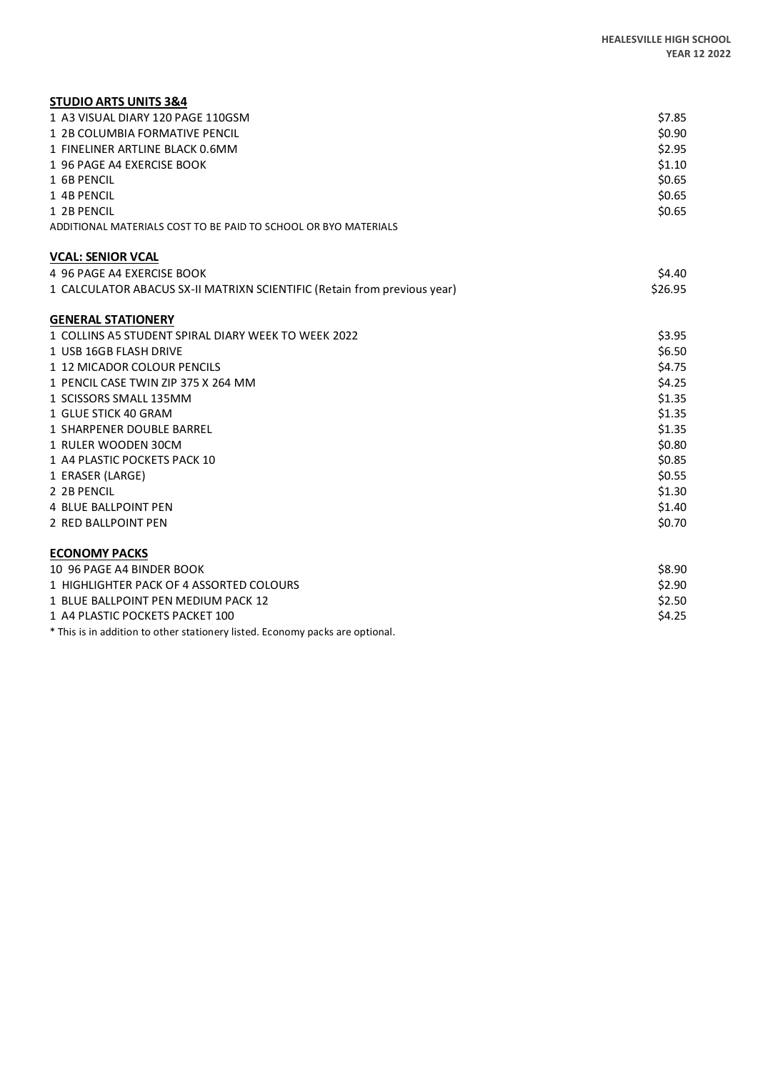**HEALESVILLE HIGH SCHOOL**
**YEAR 12 2022**

**STUDIO ARTS UNITS 3&4**

| | |
|---|---|
| 1 A3 VISUAL DIARY 120 PAGE 110GSM | $7.85 |
| 1 2B COLUMBIA FORMATIVE PENCIL | $0.90 |
| 1 FINELINER ARTLINE BLACK 0.6MM | $2.95 |
| 1 96 PAGE A4 EXERCISE BOOK | $1.10 |
| 1 6B PENCIL | $0.65 |
| 1 4B PENCIL | $0.65 |
| 1 2B PENCIL | $0.65 |

ADDITIONAL MATERIALS COST TO BE PAID TO SCHOOL OR BYO MATERIALS

**VCAL: SENIOR VCAL**

| | |
|---|---|
| 4 96 PAGE A4 EXERCISE BOOK | $4.40 |
| 1 CALCULATOR ABACUS SX-II MATRIXN SCIENTIFIC (Retain from previous year) | $26.95 |

**GENERAL STATIONERY**

| | |
|---|---|
| 1 COLLINS A5 STUDENT SPIRAL DIARY WEEK TO WEEK 2022 | $3.95 |
| 1 USB 16GB FLASH DRIVE | $6.50 |
| 1 12 MICADOR COLOUR PENCILS | $4.75 |
| 1 PENCIL CASE TWIN ZIP 375 X 264 MM | $4.25 |
| 1 SCISSORS SMALL 135MM | $1.35 |
| 1 GLUE STICK 40 GRAM | $1.35 |
| 1 SHARPENER DOUBLE BARREL | $1.35 |
| 1 RULER WOODEN 30CM | $0.80 |
| 1 A4 PLASTIC POCKETS PACK 10 | $0.85 |
| 1 ERASER (LARGE) | $0.55 |
| 2 2B PENCIL | $1.30 |
| 4 BLUE BALLPOINT PEN | $1.40 |
| 2 RED BALLPOINT PEN | $0.70 |

**ECONOMY PACKS**

| | |
|---|---|
| 10 96 PAGE A4 BINDER BOOK | $8.90 |
| 1 HIGHLIGHTER PACK OF 4 ASSORTED COLOURS | $2.90 |
| 1 BLUE BALLPOINT PEN MEDIUM PACK 12 | $2.50 |
| 1 A4 PLASTIC POCKETS PACKET 100 | $4.25 |

* This is in addition to other stationery listed. Economy packs are optional.